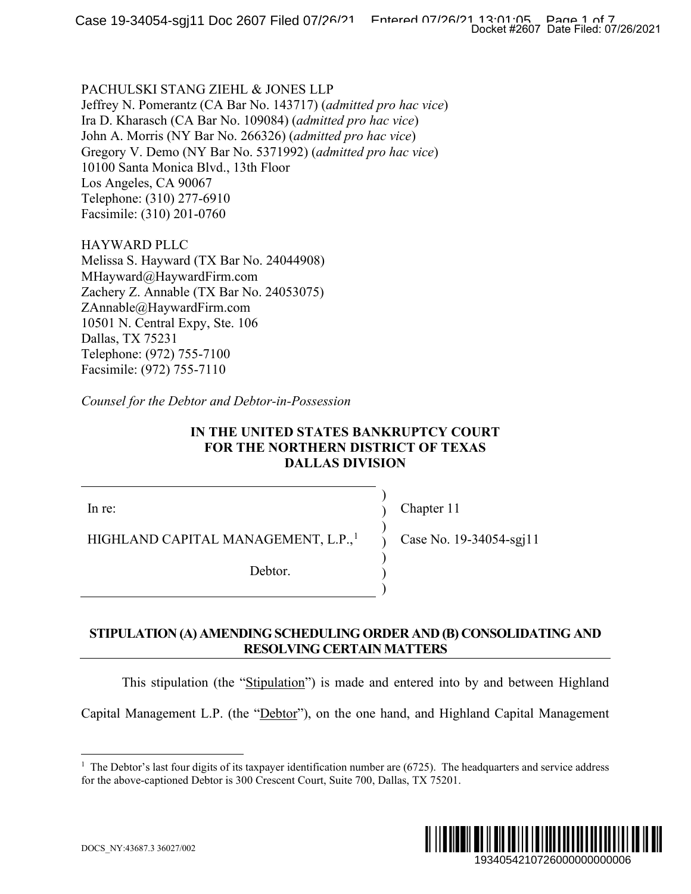PACHULSKI STANG ZIEHL & JONES LLP
Jeffrey N. Pomerantz (CA Bar No. 143717) (*admitted pro hac vice*)
Ira D. Kharasch (CA Bar No. 109084) (*admitted pro hac vice*)
John A. Morris (NY Bar No. 266326) (*admitted pro hac vice*)
Gregory V. Demo (NY Bar No. 5371992) (*admitted pro hac vice*)
10100 Santa Monica Blvd., 13th Floor
Los Angeles, CA 90067
Telephone: (310) 277-6910
Facsimile: (310) 201-0760

HAYWARD PLLC
Melissa S. Hayward (TX Bar No. 24044908)
MHayward@HaywardFirm.com
Zachery Z. Annable (TX Bar No. 24053075)
ZAnnable@HaywardFirm.com
10501 N. Central Expy, Ste. 106
Dallas, TX 75231
Telephone: (972) 755-7100
Facsimile: (972) 755-7110

*Counsel for the Debtor and Debtor-in-Possession*

**IN THE UNITED STATES BANKRUPTCY COURT**
**FOR THE NORTHERN DISTRICT OF TEXAS**
**DALLAS DIVISION**

| | |
|---|---|
| In re: | Chapter 11 |
| HIGHLAND CAPITAL MANAGEMENT, L.P.,[1] | Case No. 19-34054-sgj11 |
| Debtor. | |

**STIPULATION (A) AMENDING SCHEDULING ORDER AND (B) CONSOLIDATING AND RESOLVING CERTAIN MATTERS**

This stipulation (the "Stipulation") is made and entered into by and between Highland Capital Management L.P. (the "Debtor"), on the one hand, and Highland Capital Management

[1] The Debtor's last four digits of its taxpayer identification number are (6725). The headquarters and service address for the above-captioned Debtor is 300 Crescent Court, Suite 700, Dallas, TX 75201.

DOCS_NY:43687.3 36027/002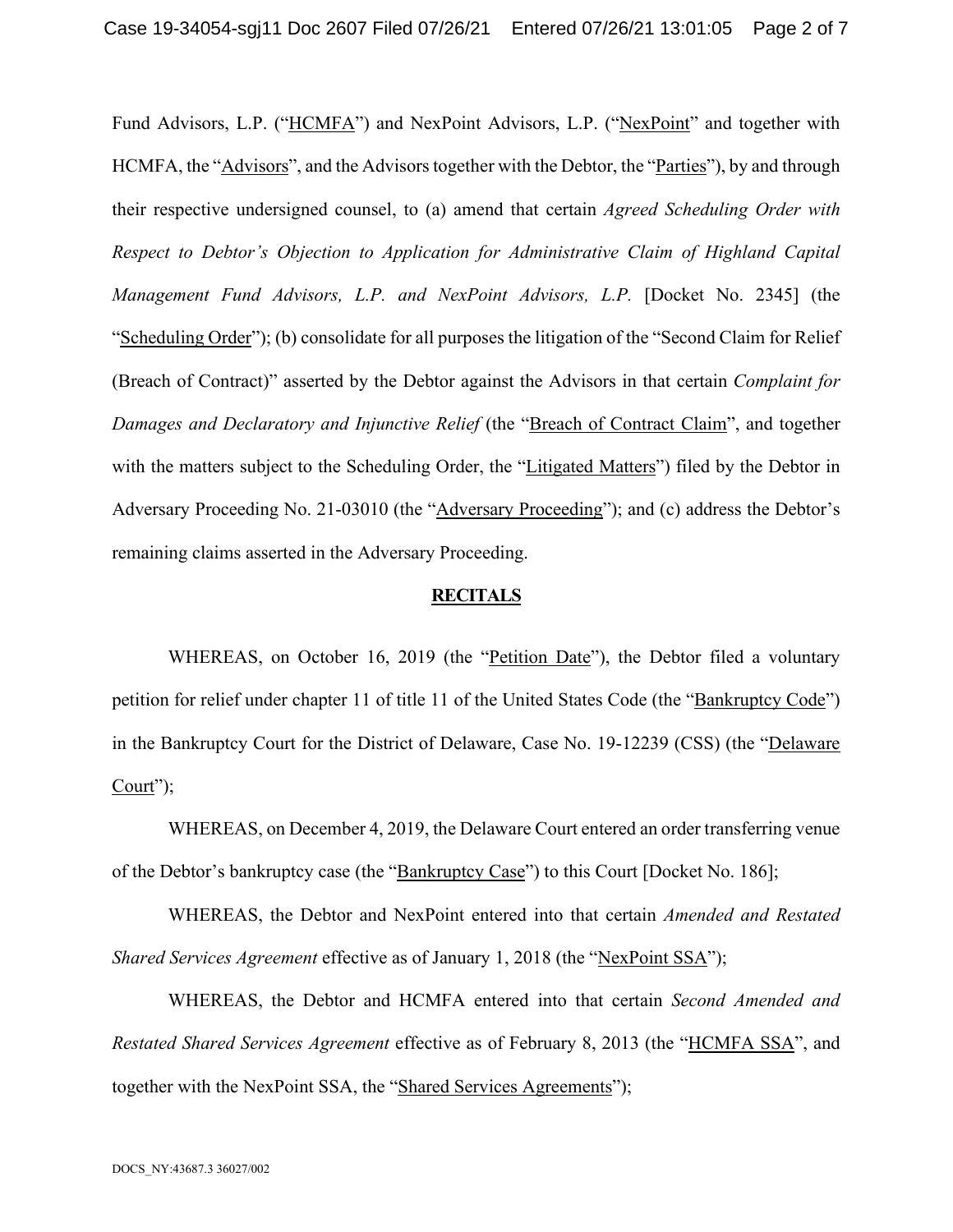Fund Advisors, L.P. ("HCMFA") and NexPoint Advisors, L.P. ("NexPoint" and together with HCMFA, the "Advisors", and the Advisors together with the Debtor, the "Parties"), by and through their respective undersigned counsel, to (a) amend that certain *Agreed Scheduling Order with Respect to Debtor's Objection to Application for Administrative Claim of Highland Capital Management Fund Advisors, L.P. and NexPoint Advisors, L.P.* [Docket No. 2345] (the "Scheduling Order"); (b) consolidate for all purposes the litigation of the "Second Claim for Relief (Breach of Contract)" asserted by the Debtor against the Advisors in that certain *Complaint for Damages and Declaratory and Injunctive Relief* (the "Breach of Contract Claim", and together with the matters subject to the Scheduling Order, the "Litigated Matters") filed by the Debtor in Adversary Proceeding No. 21-03010 (the "Adversary Proceeding"); and (c) address the Debtor's remaining claims asserted in the Adversary Proceeding.

## RECITALS

WHEREAS, on October 16, 2019 (the "Petition Date"), the Debtor filed a voluntary petition for relief under chapter 11 of title 11 of the United States Code (the "Bankruptcy Code") in the Bankruptcy Court for the District of Delaware, Case No. 19-12239 (CSS) (the "Delaware Court");

WHEREAS, on December 4, 2019, the Delaware Court entered an order transferring venue of the Debtor's bankruptcy case (the "Bankruptcy Case") to this Court [Docket No. 186];

WHEREAS, the Debtor and NexPoint entered into that certain *Amended and Restated Shared Services Agreement* effective as of January 1, 2018 (the "NexPoint SSA");

WHEREAS, the Debtor and HCMFA entered into that certain *Second Amended and Restated Shared Services Agreement* effective as of February 8, 2013 (the "HCMFA SSA", and together with the NexPoint SSA, the "Shared Services Agreements");

DOCS_NY:43687.3 36027/002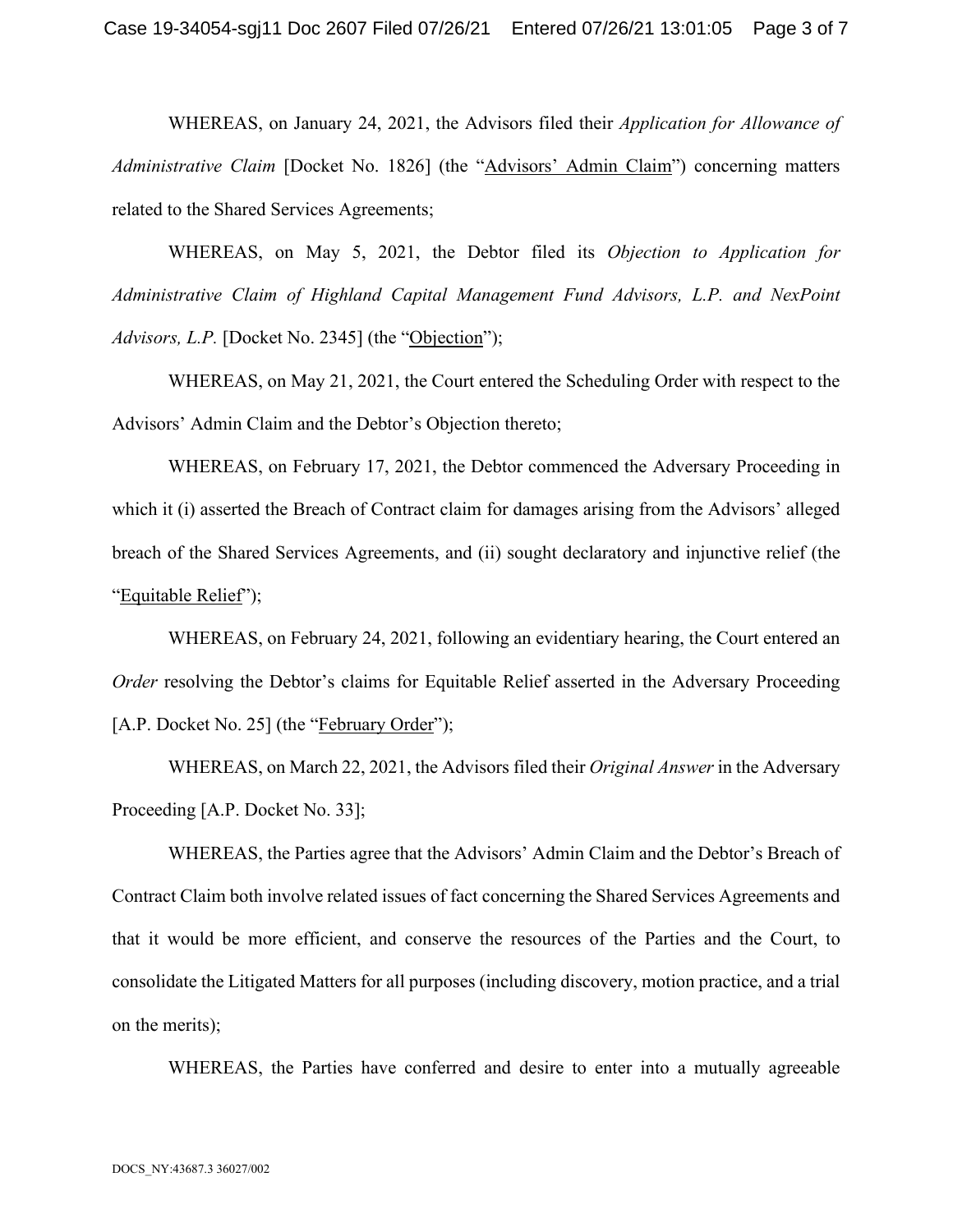WHEREAS, on January 24, 2021, the Advisors filed their *Application for Allowance of Administrative Claim* [Docket No. 1826] (the "Advisors' Admin Claim") concerning matters related to the Shared Services Agreements;

WHEREAS, on May 5, 2021, the Debtor filed its *Objection to Application for Administrative Claim of Highland Capital Management Fund Advisors, L.P. and NexPoint Advisors, L.P.* [Docket No. 2345] (the "Objection");

WHEREAS, on May 21, 2021, the Court entered the Scheduling Order with respect to the Advisors' Admin Claim and the Debtor's Objection thereto;

WHEREAS, on February 17, 2021, the Debtor commenced the Adversary Proceeding in which it (i) asserted the Breach of Contract claim for damages arising from the Advisors' alleged breach of the Shared Services Agreements, and (ii) sought declaratory and injunctive relief (the "Equitable Relief");

WHEREAS, on February 24, 2021, following an evidentiary hearing, the Court entered an *Order* resolving the Debtor's claims for Equitable Relief asserted in the Adversary Proceeding [A.P. Docket No. 25] (the "February Order");

WHEREAS, on March 22, 2021, the Advisors filed their *Original Answer* in the Adversary Proceeding [A.P. Docket No. 33];

WHEREAS, the Parties agree that the Advisors' Admin Claim and the Debtor's Breach of Contract Claim both involve related issues of fact concerning the Shared Services Agreements and that it would be more efficient, and conserve the resources of the Parties and the Court, to consolidate the Litigated Matters for all purposes (including discovery, motion practice, and a trial on the merits);

WHEREAS, the Parties have conferred and desire to enter into a mutually agreeable

DOCS_NY:43687.3 36027/002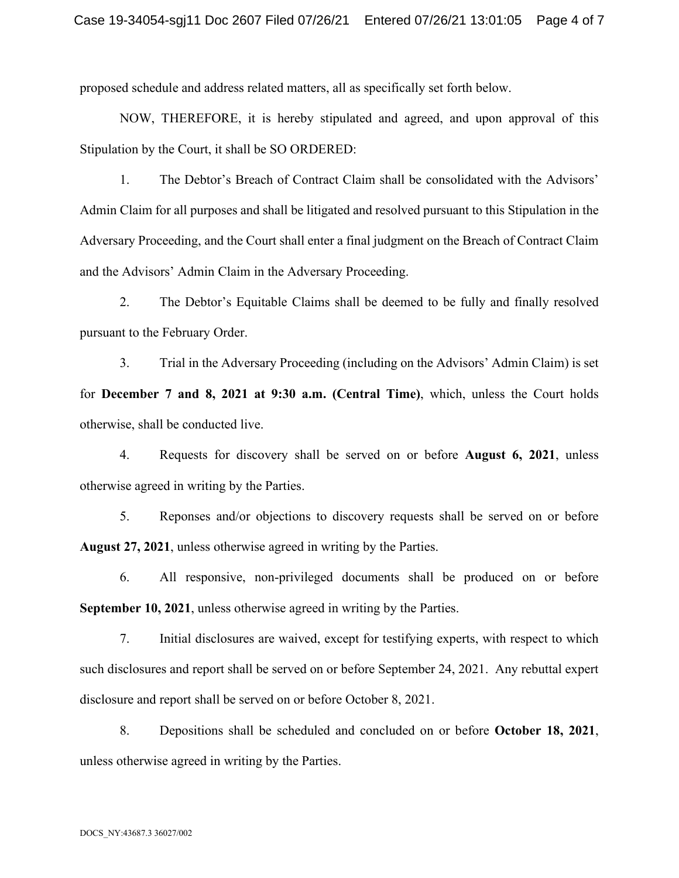proposed schedule and address related matters, all as specifically set forth below.

NOW, THEREFORE, it is hereby stipulated and agreed, and upon approval of this Stipulation by the Court, it shall be SO ORDERED:

1. The Debtor's Breach of Contract Claim shall be consolidated with the Advisors' Admin Claim for all purposes and shall be litigated and resolved pursuant to this Stipulation in the Adversary Proceeding, and the Court shall enter a final judgment on the Breach of Contract Claim and the Advisors' Admin Claim in the Adversary Proceeding.

2. The Debtor's Equitable Claims shall be deemed to be fully and finally resolved pursuant to the February Order.

3. Trial in the Adversary Proceeding (including on the Advisors' Admin Claim) is set for **December 7 and 8, 2021 at 9:30 a.m. (Central Time)**, which, unless the Court holds otherwise, shall be conducted live.

4. Requests for discovery shall be served on or before **August 6, 2021**, unless otherwise agreed in writing by the Parties.

5. Reponses and/or objections to discovery requests shall be served on or before **August 27, 2021**, unless otherwise agreed in writing by the Parties.

6. All responsive, non-privileged documents shall be produced on or before **September 10, 2021**, unless otherwise agreed in writing by the Parties.

7. Initial disclosures are waived, except for testifying experts, with respect to which such disclosures and report shall be served on or before September 24, 2021. Any rebuttal expert disclosure and report shall be served on or before October 8, 2021.

8. Depositions shall be scheduled and concluded on or before **October 18, 2021**, unless otherwise agreed in writing by the Parties.

DOCS_NY:43687.3 36027/002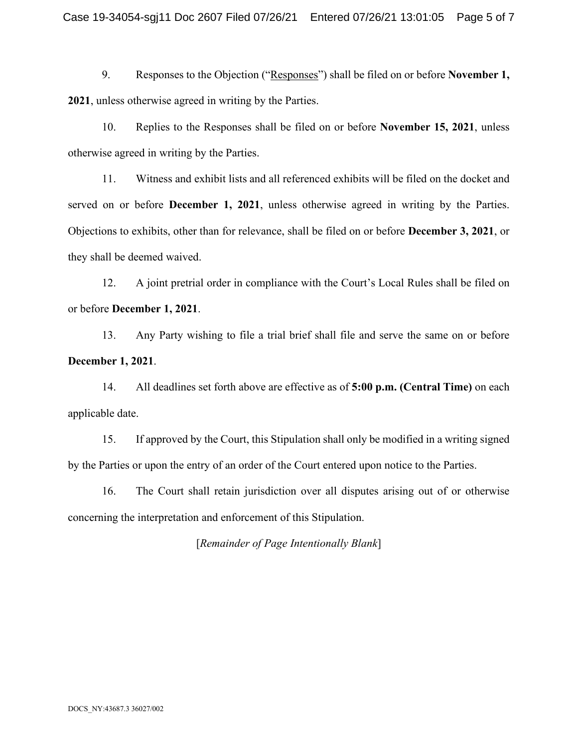9. Responses to the Objection ("Responses") shall be filed on or before **November 1, 2021**, unless otherwise agreed in writing by the Parties.

10. Replies to the Responses shall be filed on or before **November 15, 2021**, unless otherwise agreed in writing by the Parties.

11. Witness and exhibit lists and all referenced exhibits will be filed on the docket and served on or before **December 1, 2021**, unless otherwise agreed in writing by the Parties. Objections to exhibits, other than for relevance, shall be filed on or before **December 3, 2021**, or they shall be deemed waived.

12. A joint pretrial order in compliance with the Court's Local Rules shall be filed on or before **December 1, 2021**.

13. Any Party wishing to file a trial brief shall file and serve the same on or before **December 1, 2021**.

14. All deadlines set forth above are effective as of **5:00 p.m. (Central Time)** on each applicable date.

15. If approved by the Court, this Stipulation shall only be modified in a writing signed by the Parties or upon the entry of an order of the Court entered upon notice to the Parties.

16. The Court shall retain jurisdiction over all disputes arising out of or otherwise concerning the interpretation and enforcement of this Stipulation.

[*Remainder of Page Intentionally Blank*]

DOCS_NY:43687.3 36027/002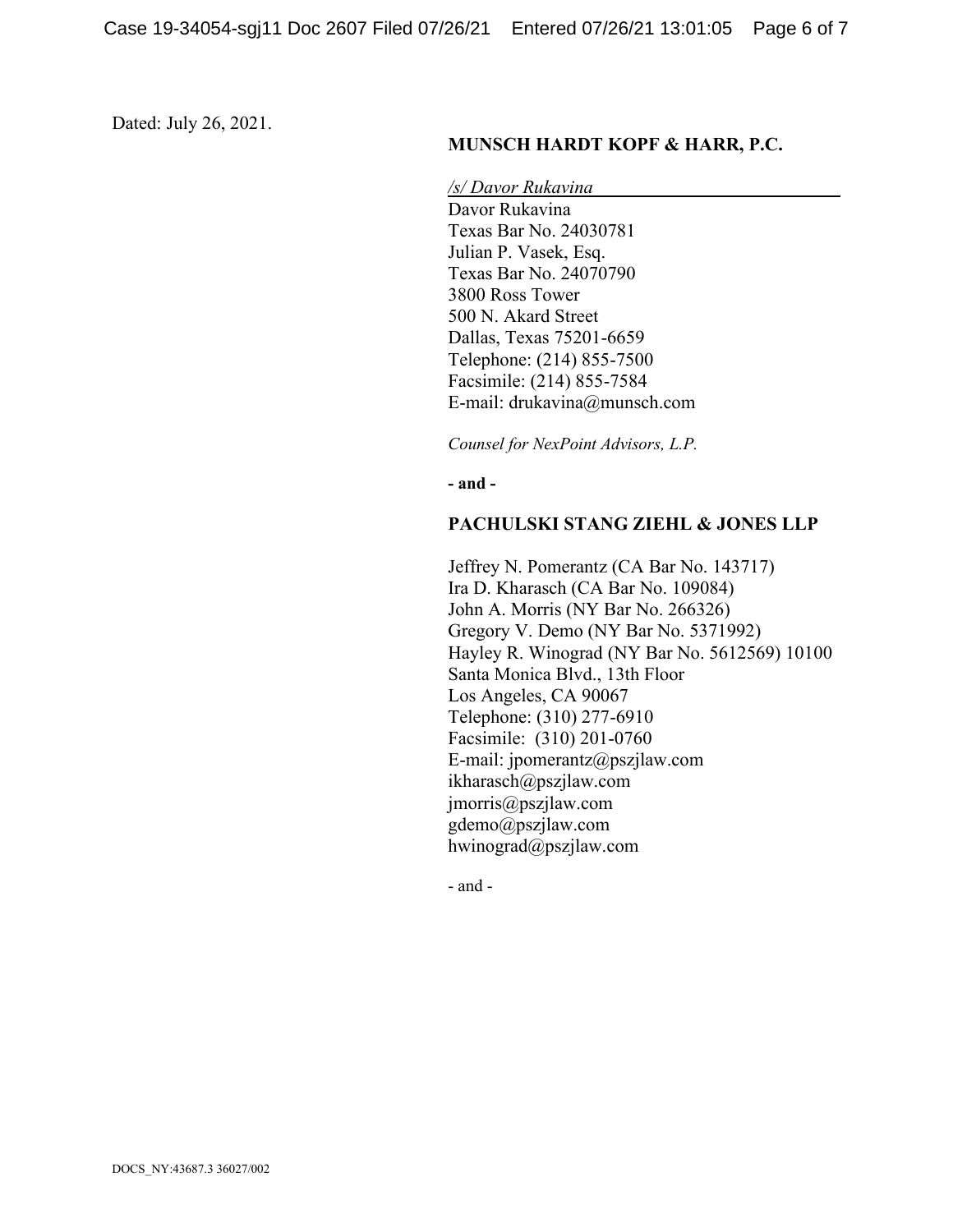Dated: July 26, 2021.

**MUNSCH HARDT KOPF & HARR, P.C.**

*/s/ Davor Rukavina*
Davor Rukavina
Texas Bar No. 24030781
Julian P. Vasek, Esq.
Texas Bar No. 24070790
3800 Ross Tower
500 N. Akard Street
Dallas, Texas 75201-6659
Telephone: (214) 855-7500
Facsimile: (214) 855-7584
E-mail: drukavina@munsch.com

*Counsel for NexPoint Advisors, L.P.*

**- and -**

**PACHULSKI STANG ZIEHL & JONES LLP**

Jeffrey N. Pomerantz (CA Bar No. 143717)
Ira D. Kharasch (CA Bar No. 109084)
John A. Morris (NY Bar No. 266326)
Gregory V. Demo (NY Bar No. 5371992)
Hayley R. Winograd (NY Bar No. 5612569) 10100
Santa Monica Blvd., 13th Floor
Los Angeles, CA 90067
Telephone: (310) 277-6910
Facsimile: (310) 201-0760
E-mail: jpomerantz@pszjlaw.com
ikharasch@pszjlaw.com
jmorris@pszjlaw.com
gdemo@pszjlaw.com
hwinograd@pszjlaw.com

- and -

DOCS_NY:43687.3 36027/002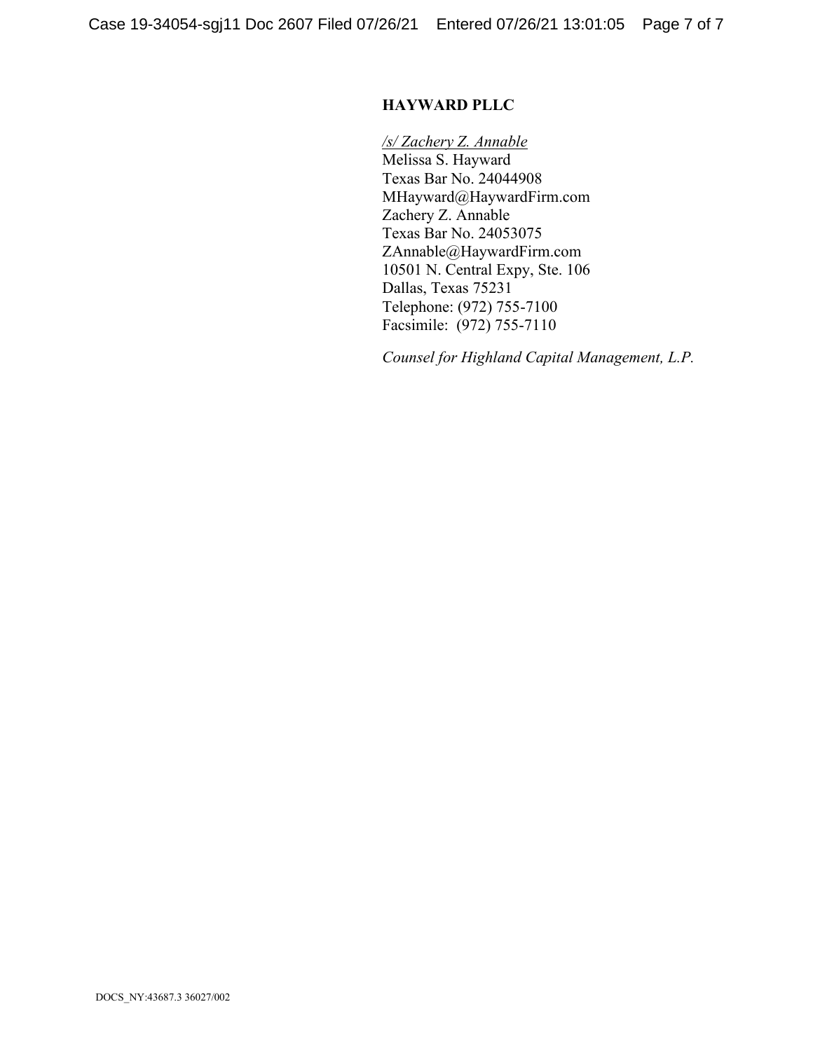**HAYWARD PLLC**

*/s/ Zachery Z. Annable*
Melissa S. Hayward
Texas Bar No. 24044908
MHayward@HaywardFirm.com
Zachery Z. Annable
Texas Bar No. 24053075
ZAnnable@HaywardFirm.com
10501 N. Central Expy, Ste. 106
Dallas, Texas 75231
Telephone: (972) 755-7100
Facsimile: (972) 755-7110

*Counsel for Highland Capital Management, L.P.*

DOCS_NY:43687.3 36027/002